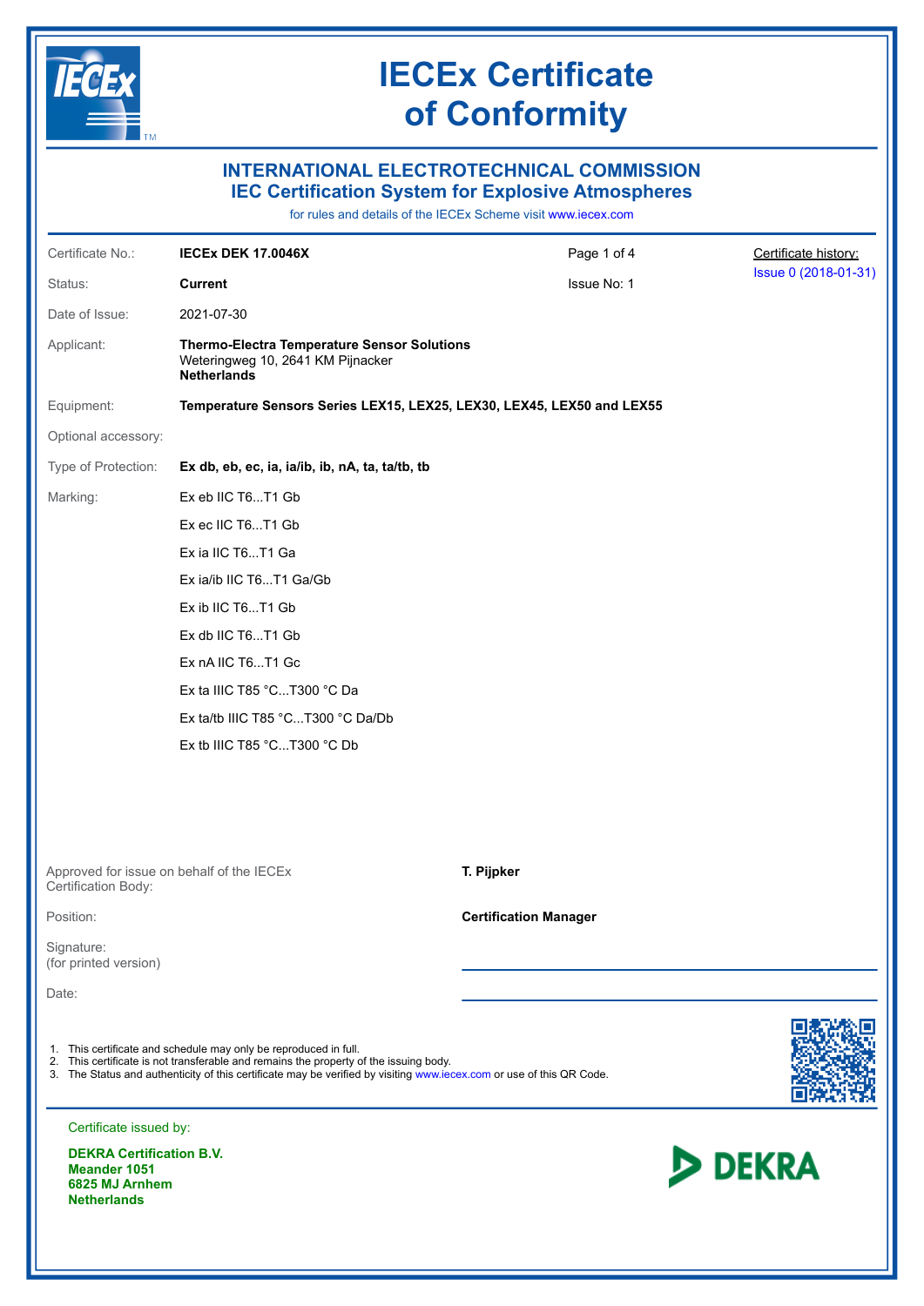# IECEx Certificate of Conformity

## INTERNATIONAL ELECTROTECHNICAL COMMISSION
## IEC Certification System for Explosive Atmospheres

for rules and details of the IECEx Scheme visit www.iecex.com

| | | | |
|---|---|---|---|
| Certificate No.: | **IECEx DEK 17.0046X** | Page 1 of 4 | Certificate history: |
| Status: | **Current** | Issue No: 1 | Issue 0 (2018-01-31) |
| Date of Issue: | 2021-07-30 | | |
| Applicant: | **Thermo-Electra Temperature Sensor Solutions**<br>Weteringweg 10, 2641 KM Pijnacker<br>**Netherlands** | | |
| Equipment: | **Temperature Sensors Series LEX15, LEX25, LEX30, LEX45, LEX50 and LEX55** | | |
| Optional accessory: | | | |
| Type of Protection: | **Ex db, eb, ec, ia, ia/ib, ib, nA, ta, ta/tb, tb** | | |
| Marking: | Ex eb IIC T6...T1 Gb<br>Ex ec IIC T6...T1 Gb<br>Ex ia IIC T6...T1 Ga<br>Ex ia/ib IIC T6...T1 Ga/Gb<br>Ex ib IIC T6...T1 Gb<br>Ex db IIC T6...T1 Gb<br>Ex nA IIC T6...T1 Gc<br>Ex ta IIIC T85 °C...T300 °C Da<br>Ex ta/tb IIIC T85 °C...T300 °C Da/Db<br>Ex tb IIIC T85 °C...T300 °C Db | | |

Approved for issue on behalf of the IECEx Certification Body: **T. Pijpker**

Position: **Certification Manager**

Signature:
(for printed version)

Date:

1. This certificate and schedule may only be reproduced in full.
2. This certificate is not transferable and remains the property of the issuing body.
3. The Status and authenticity of this certificate may be verified by visiting www.iecex.com or use of this QR Code.

Certificate issued by:

**DEKRA Certification B.V.**
**Meander 1051**
**6825 MJ Arnhem**
**Netherlands**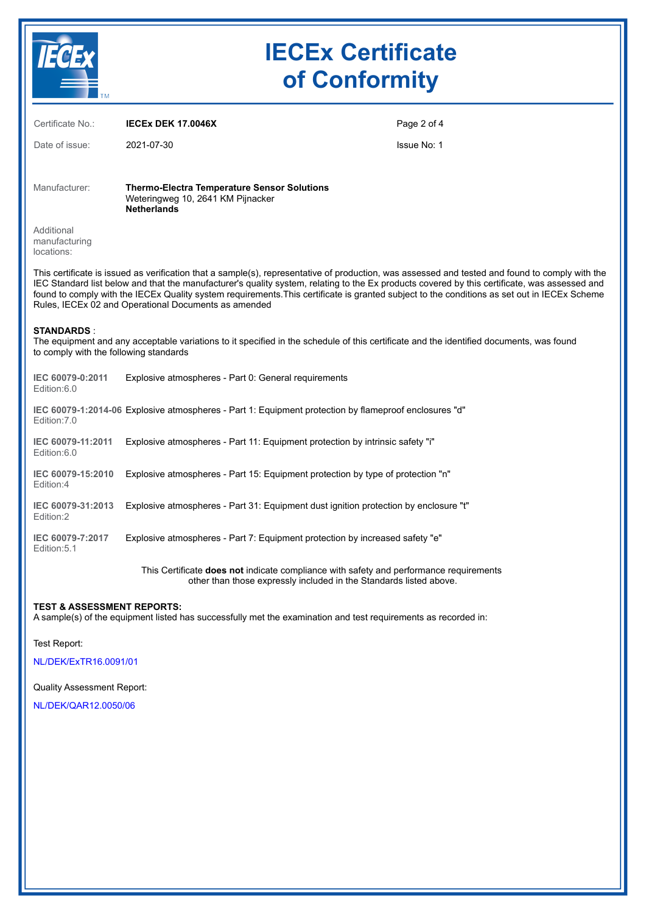# IECEx Certificate of Conformity

| | | |
|---|---|---|
| Certificate No.: | **IECEx DEK 17.0046X** | |
| Date of issue: | 2021-07-30 | Issue No: 1 |

Manufacturer: **Thermo-Electra Temperature Sensor Solutions**
Weteringweg 10, 2641 KM Pijnacker
**Netherlands**

Additional manufacturing locations:

This certificate is issued as verification that a sample(s), representative of production, was assessed and tested and found to comply with the IEC Standard list below and that the manufacturer's quality system, relating to the Ex products covered by this certificate, was assessed and found to comply with the IECEx Quality system requirements.This certificate is granted subject to the conditions as set out in IECEx Scheme Rules, IECEx 02 and Operational Documents as amended

**STANDARDS** :
The equipment and any acceptable variations to it specified in the schedule of this certificate and the identified documents, was found to comply with the following standards

| | |
|---|---|
| **IEC 60079-0:2011** Edition:6.0 | Explosive atmospheres - Part 0: General requirements |
| **IEC 60079-1:2014-06** Edition:7.0 | Explosive atmospheres - Part 1: Equipment protection by flameproof enclosures "d" |
| **IEC 60079-11:2011** Edition:6.0 | Explosive atmospheres - Part 11: Equipment protection by intrinsic safety "i" |
| **IEC 60079-15:2010** Edition:4 | Explosive atmospheres - Part 15: Equipment protection by type of protection "n" |
| **IEC 60079-31:2013** Edition:2 | Explosive atmospheres - Part 31: Equipment dust ignition protection by enclosure "t" |
| **IEC 60079-7:2017** Edition:5.1 | Explosive atmospheres - Part 7: Equipment protection by increased safety "e" |

This Certificate **does not** indicate compliance with safety and performance requirements other than those expressly included in the Standards listed above.

**TEST & ASSESSMENT REPORTS:**
A sample(s) of the equipment listed has successfully met the examination and test requirements as recorded in:

Test Report:

NL/DEK/ExTR16.0091/01

Quality Assessment Report:

NL/DEK/QAR12.0050/06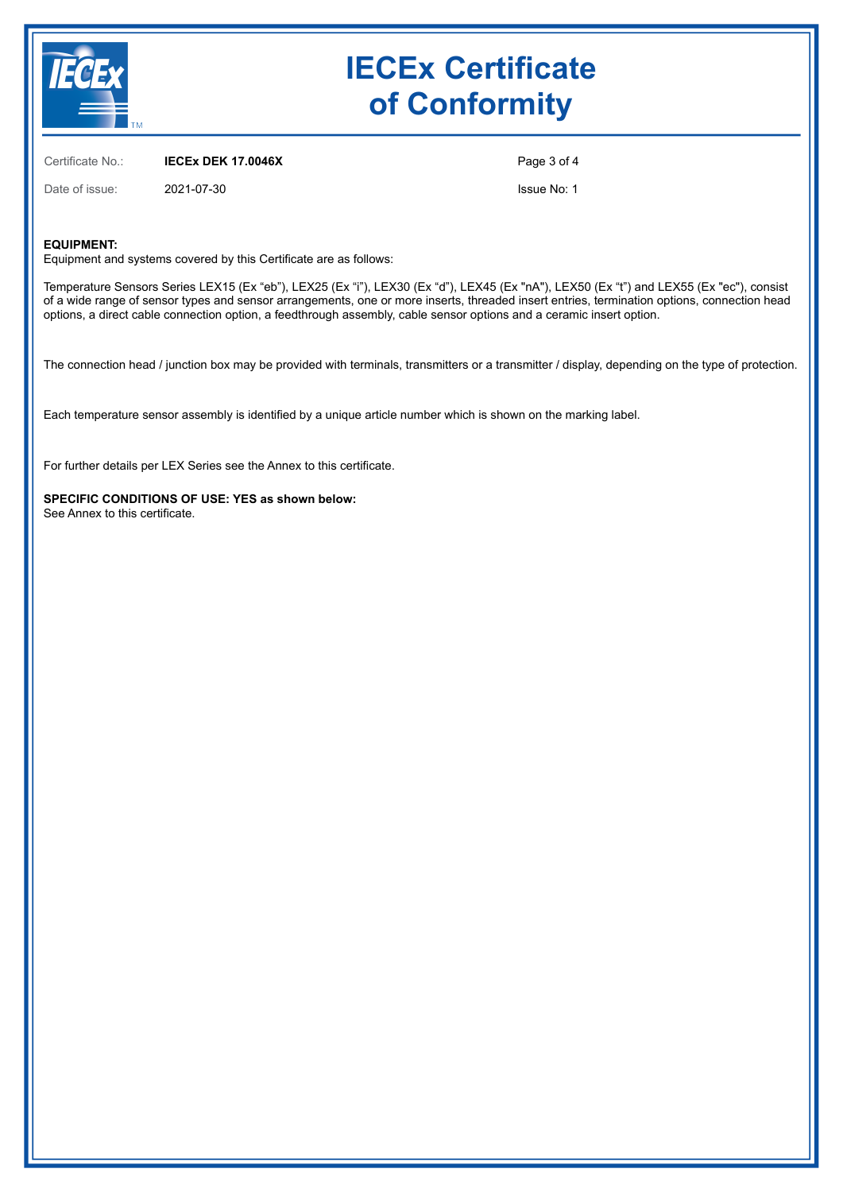# IECEx Certificate of Conformity

Certificate No.: **IECEx DEK 17.0046X**

Date of issue: 2021-07-30

Issue No: 1

**EQUIPMENT:**
Equipment and systems covered by this Certificate are as follows:

Temperature Sensors Series LEX15 (Ex “eb”), LEX25 (Ex “i”), LEX30 (Ex “d”), LEX45 (Ex "nA"), LEX50 (Ex “t”) and LEX55 (Ex "ec"), consist of a wide range of sensor types and sensor arrangements, one or more inserts, threaded insert entries, termination options, connection head options, a direct cable connection option, a feedthrough assembly, cable sensor options and a ceramic insert option.

The connection head / junction box may be provided with terminals, transmitters or a transmitter / display, depending on the type of protection.

Each temperature sensor assembly is identified by a unique article number which is shown on the marking label.

For further details per LEX Series see the Annex to this certificate.

**SPECIFIC CONDITIONS OF USE: YES as shown below:**
See Annex to this certificate.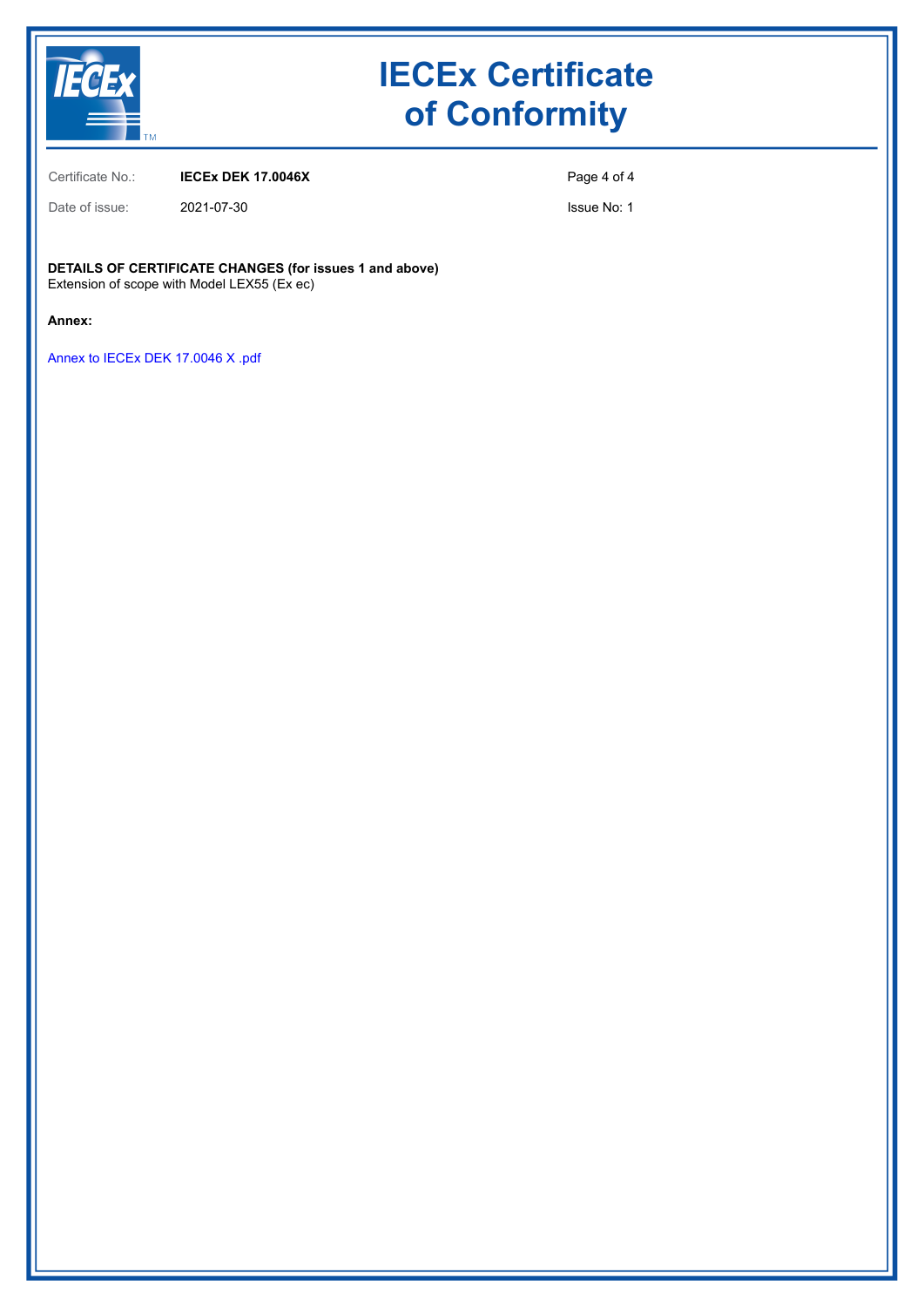# IECEx Certificate of Conformity

Certificate No.: **IECEx DEK 17.0046X**

Date of issue: 2021-07-30

Issue No: 1

**DETAILS OF CERTIFICATE CHANGES (for issues 1 and above)**
Extension of scope with Model LEX55 (Ex ec)

**Annex:**

Annex to IECEx DEK 17.0046 X .pdf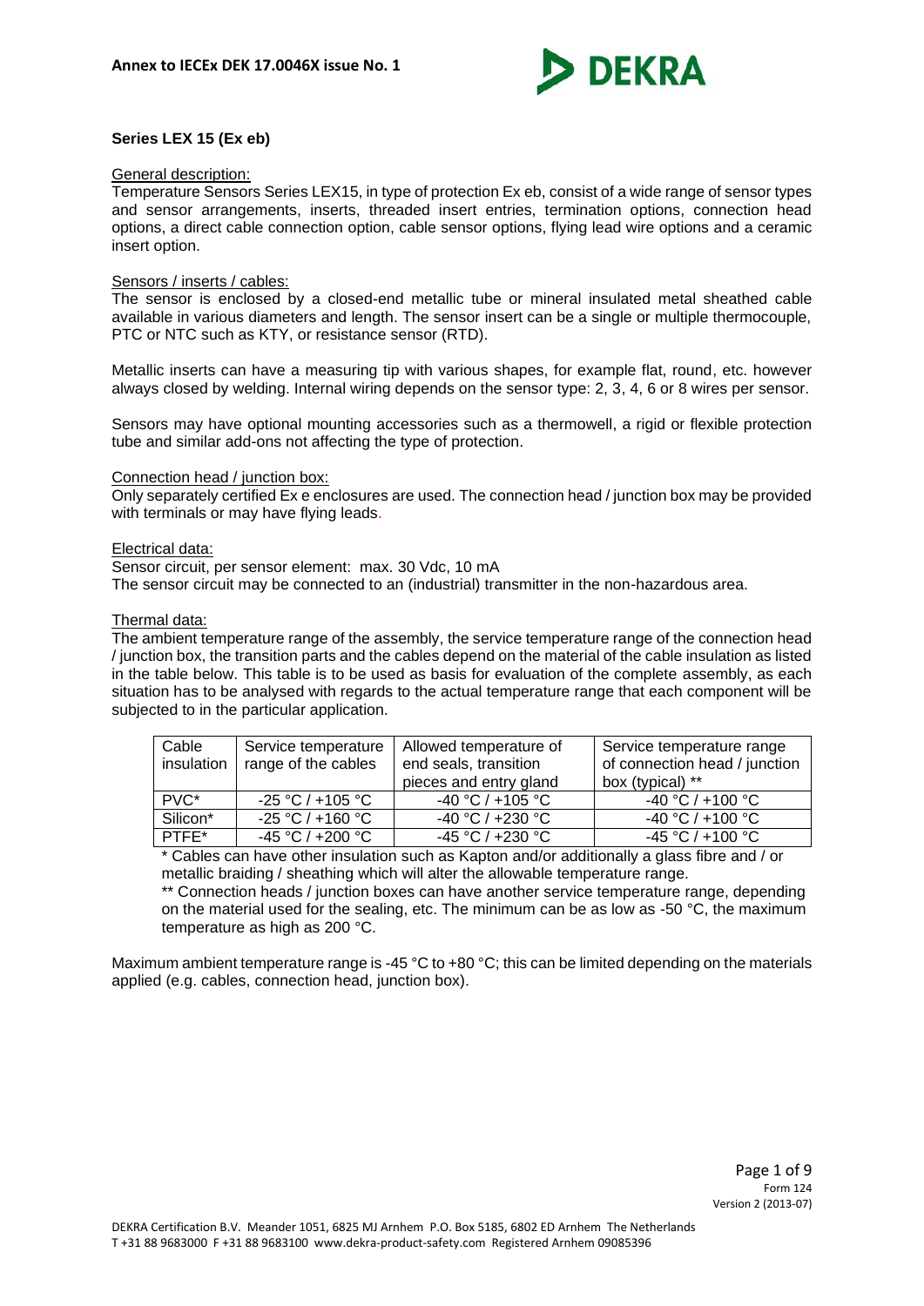**Series LEX 15 (Ex eb)**

General description:
Temperature Sensors Series LEX15, in type of protection Ex eb, consist of a wide range of sensor types and sensor arrangements, inserts, threaded insert entries, termination options, connection head options, a direct cable connection option, cable sensor options, flying lead wire options and a ceramic insert option.

Sensors / inserts / cables:
The sensor is enclosed by a closed-end metallic tube or mineral insulated metal sheathed cable available in various diameters and length. The sensor insert can be a single or multiple thermocouple, PTC or NTC such as KTY, or resistance sensor (RTD).

Metallic inserts can have a measuring tip with various shapes, for example flat, round, etc. however always closed by welding. Internal wiring depends on the sensor type: 2, 3, 4, 6 or 8 wires per sensor.

Sensors may have optional mounting accessories such as a thermowell, a rigid or flexible protection tube and similar add-ons not affecting the type of protection.

Connection head / junction box:
Only separately certified Ex e enclosures are used. The connection head / junction box may be provided with terminals or may have flying leads.

Electrical data:
Sensor circuit, per sensor element: max. 30 Vdc, 10 mA
The sensor circuit may be connected to an (industrial) transmitter in the non-hazardous area.

Thermal data:
The ambient temperature range of the assembly, the service temperature range of the connection head / junction box, the transition parts and the cables depend on the material of the cable insulation as listed in the table below. This table is to be used as basis for evaluation of the complete assembly, as each situation has to be analysed with regards to the actual temperature range that each component will be subjected to in the particular application.

| Cable insulation | Service temperature range of the cables | Allowed temperature of end seals, transition pieces and entry gland | Service temperature range of connection head / junction box (typical) ** |
|---|---|---|---|
| PVC* | -25 °C / +105 °C | -40 °C / +105 °C | -40 °C / +100 °C |
| Silicon* | -25 °C / +160 °C | -40 °C / +230 °C | -40 °C / +100 °C |
| PTFE* | -45 °C / +200 °C | -45 °C / +230 °C | -45 °C / +100 °C |

\* Cables can have other insulation such as Kapton and/or additionally a glass fibre and / or metallic braiding / sheathing which will alter the allowable temperature range.

\** Connection heads / junction boxes can have another service temperature range, depending on the material used for the sealing, etc. The minimum can be as low as -50 °C, the maximum temperature as high as 200 °C.

Maximum ambient temperature range is -45 °C to +80 °C; this can be limited depending on the materials applied (e.g. cables, connection head, junction box).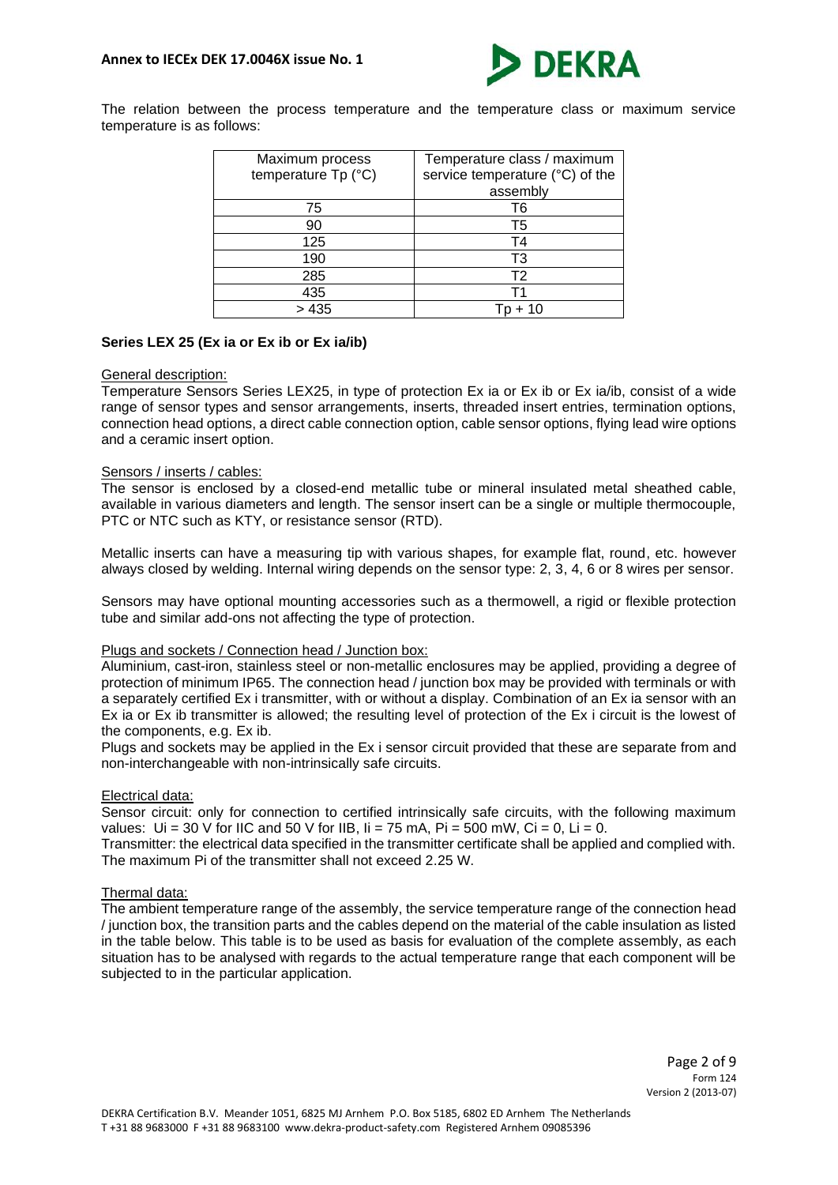The relation between the process temperature and the temperature class or maximum service temperature is as follows:

| Maximum process temperature Tp (°C) | Temperature class / maximum service temperature (°C) of the assembly |
|---|---|
| 75 | T6 |
| 90 | T5 |
| 125 | T4 |
| 190 | T3 |
| 285 | T2 |
| 435 | T1 |
| > 435 | Tp + 10 |

**Series LEX 25 (Ex ia or Ex ib or Ex ia/ib)**

General description:

Temperature Sensors Series LEX25, in type of protection Ex ia or Ex ib or Ex ia/ib, consist of a wide range of sensor types and sensor arrangements, inserts, threaded insert entries, termination options, connection head options, a direct cable connection option, cable sensor options, flying lead wire options and a ceramic insert option.

Sensors / inserts / cables:

The sensor is enclosed by a closed-end metallic tube or mineral insulated metal sheathed cable, available in various diameters and length. The sensor insert can be a single or multiple thermocouple, PTC or NTC such as KTY, or resistance sensor (RTD).

Metallic inserts can have a measuring tip with various shapes, for example flat, round, etc. however always closed by welding. Internal wiring depends on the sensor type: 2, 3, 4, 6 or 8 wires per sensor.

Sensors may have optional mounting accessories such as a thermowell, a rigid or flexible protection tube and similar add-ons not affecting the type of protection.

Plugs and sockets / Connection head / Junction box:

Aluminium, cast-iron, stainless steel or non-metallic enclosures may be applied, providing a degree of protection of minimum IP65. The connection head / junction box may be provided with terminals or with a separately certified Ex i transmitter, with or without a display. Combination of an Ex ia sensor with an Ex ia or Ex ib transmitter is allowed; the resulting level of protection of the Ex i circuit is the lowest of the components, e.g. Ex ib.

Plugs and sockets may be applied in the Ex i sensor circuit provided that these are separate from and non-interchangeable with non-intrinsically safe circuits.

Electrical data:

Sensor circuit: only for connection to certified intrinsically safe circuits, with the following maximum values: $U_i$ = 30 V for IIC and 50 V for IIB, $I_i$ = 75 mA, $P_i$ = 500 mW, $C_i$ = 0, $L_i$ = 0.

Transmitter: the electrical data specified in the transmitter certificate shall be applied and complied with. The maximum $P_i$ of the transmitter shall not exceed 2.25 W.

Thermal data:

The ambient temperature range of the assembly, the service temperature range of the connection head / junction box, the transition parts and the cables depend on the material of the cable insulation as listed in the table below. This table is to be used as basis for evaluation of the complete assembly, as each situation has to be analysed with regards to the actual temperature range that each component will be subjected to in the particular application.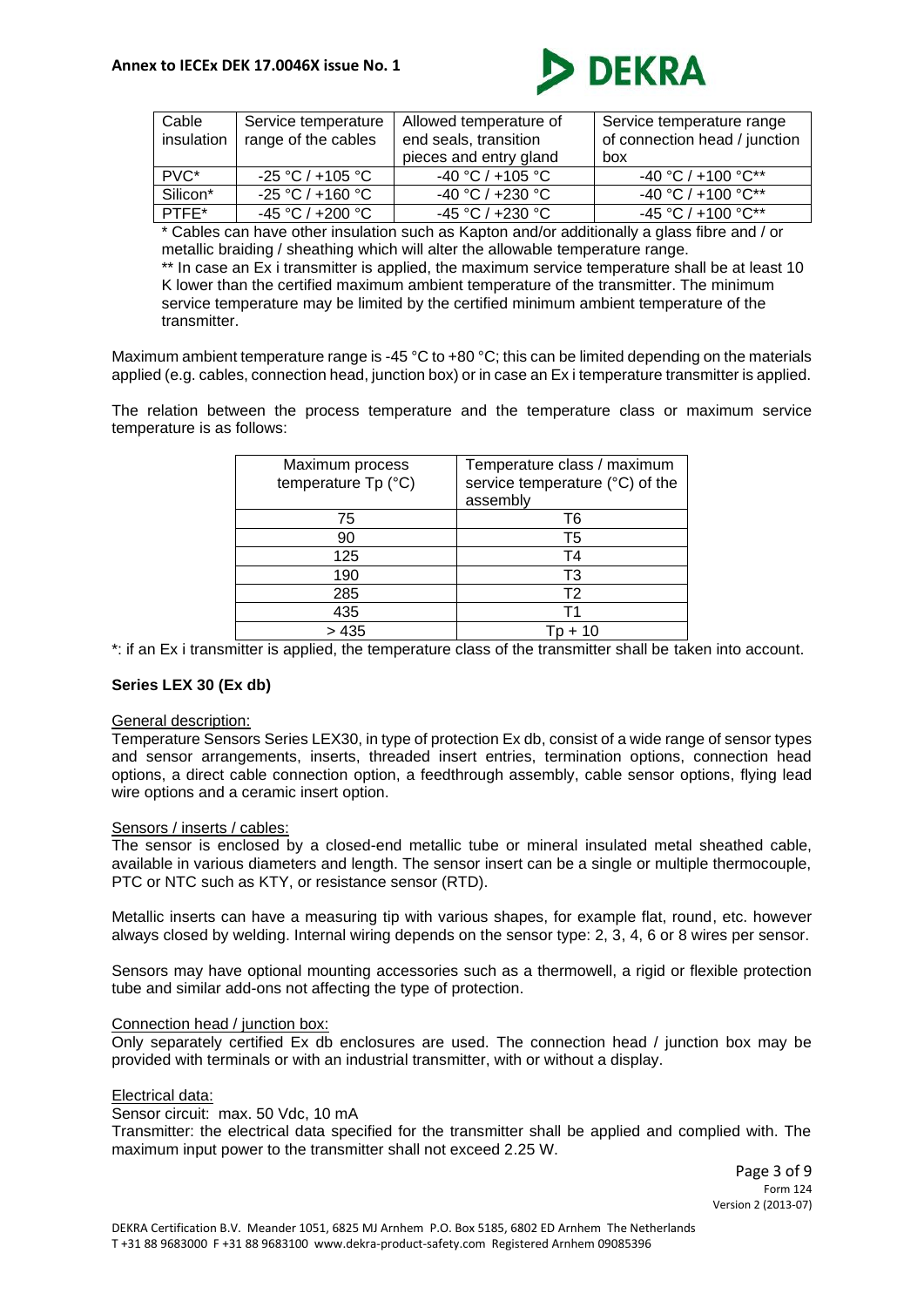| Cable insulation | Service temperature range of the cables | Allowed temperature of end seals, transition pieces and entry gland | Service temperature range of connection head / junction box |
|---|---|---|---|
| PVC* | -25 °C / +105 °C | -40 °C / +105 °C | -40 °C / +100 °C** |
| Silicon* | -25 °C / +160 °C | -40 °C / +230 °C | -40 °C / +100 °C** |
| PTFE* | -45 °C / +200 °C | -45 °C / +230 °C | -45 °C / +100 °C** |

* Cables can have other insulation such as Kapton and/or additionally a glass fibre and / or metallic braiding / sheathing which will alter the allowable temperature range.

** In case an Ex i transmitter is applied, the maximum service temperature shall be at least 10 K lower than the certified maximum ambient temperature of the transmitter. The minimum service temperature may be limited by the certified minimum ambient temperature of the transmitter.

Maximum ambient temperature range is -45 °C to +80 °C; this can be limited depending on the materials applied (e.g. cables, connection head, junction box) or in case an Ex i temperature transmitter is applied.

The relation between the process temperature and the temperature class or maximum service temperature is as follows:

| Maximum process temperature Tp (°C) | Temperature class / maximum service temperature (°C) of the assembly |
|---|---|
| 75 | T6 |
| 90 | T5 |
| 125 | T4 |
| 190 | T3 |
| 285 | T2 |
| 435 | T1 |
| > 435 | Tp + 10 |

*: if an Ex i transmitter is applied, the temperature class of the transmitter shall be taken into account.

**Series LEX 30 (Ex db)**

General description:

Temperature Sensors Series LEX30, in type of protection Ex db, consist of a wide range of sensor types and sensor arrangements, inserts, threaded insert entries, termination options, connection head options, a direct cable connection option, a feedthrough assembly, cable sensor options, flying lead wire options and a ceramic insert option.

Sensors / inserts / cables:

The sensor is enclosed by a closed-end metallic tube or mineral insulated metal sheathed cable, available in various diameters and length. The sensor insert can be a single or multiple thermocouple, PTC or NTC such as KTY, or resistance sensor (RTD).

Metallic inserts can have a measuring tip with various shapes, for example flat, round, etc. however always closed by welding. Internal wiring depends on the sensor type: 2, 3, 4, 6 or 8 wires per sensor.

Sensors may have optional mounting accessories such as a thermowell, a rigid or flexible protection tube and similar add-ons not affecting the type of protection.

Connection head / junction box:

Only separately certified Ex db enclosures are used. The connection head / junction box may be provided with terminals or with an industrial transmitter, with or without a display.

Electrical data:

Sensor circuit: max. 50 Vdc, 10 mA

Transmitter: the electrical data specified for the transmitter shall be applied and complied with. The maximum input power to the transmitter shall not exceed 2.25 W.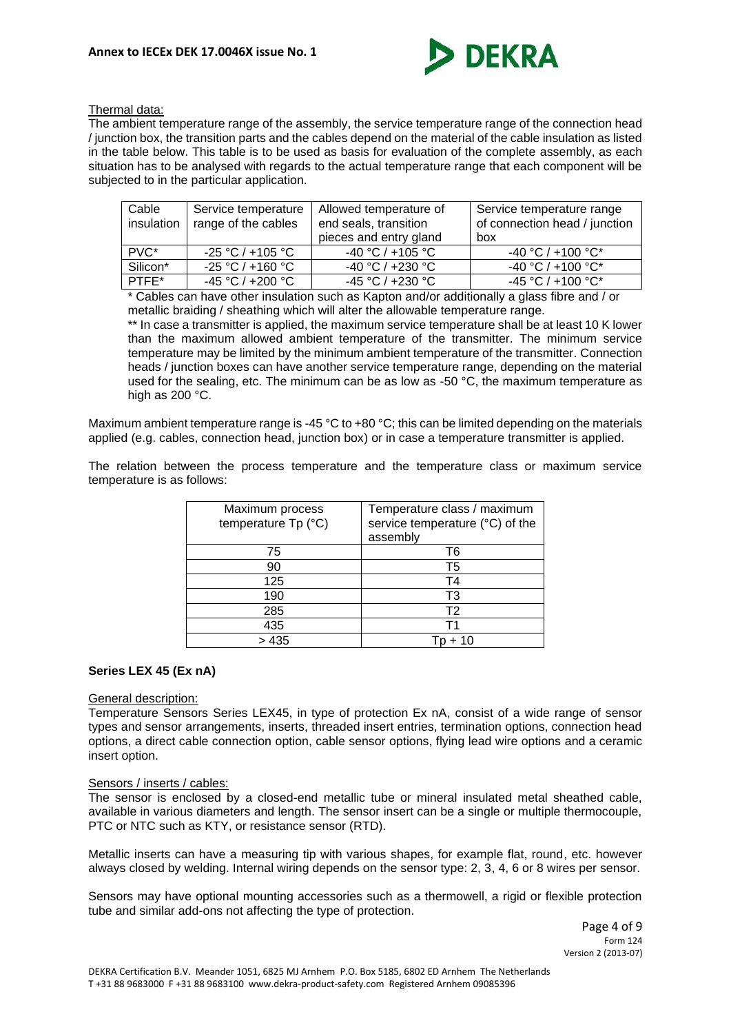Thermal data:

The ambient temperature range of the assembly, the service temperature range of the connection head / junction box, the transition parts and the cables depend on the material of the cable insulation as listed in the table below. This table is to be used as basis for evaluation of the complete assembly, as each situation has to be analysed with regards to the actual temperature range that each component will be subjected to in the particular application.

| Cable insulation | Service temperature range of the cables | Allowed temperature of end seals, transition pieces and entry gland | Service temperature range of connection head / junction box |
|---|---|---|---|
| PVC* | -25 °C / +105 °C | -40 °C / +105 °C | -40 °C / +100 °C* |
| Silicon* | -25 °C / +160 °C | -40 °C / +230 °C | -40 °C / +100 °C* |
| PTFE* | -45 °C / +200 °C | -45 °C / +230 °C | -45 °C / +100 °C* |

\* Cables can have other insulation such as Kapton and/or additionally a glass fibre and / or metallic braiding / sheathing which will alter the allowable temperature range.

\*\* In case a transmitter is applied, the maximum service temperature shall be at least 10 K lower than the maximum allowed ambient temperature of the transmitter. The minimum service temperature may be limited by the minimum ambient temperature of the transmitter. Connection heads / junction boxes can have another service temperature range, depending on the material used for the sealing, etc. The minimum can be as low as -50 °C, the maximum temperature as high as 200 °C.

Maximum ambient temperature range is -45 °C to +80 °C; this can be limited depending on the materials applied (e.g. cables, connection head, junction box) or in case a temperature transmitter is applied.

The relation between the process temperature and the temperature class or maximum service temperature is as follows:

| Maximum process temperature Tp (°C) | Temperature class / maximum service temperature (°C) of the assembly |
|---|---|
| 75 | T6 |
| 90 | T5 |
| 125 | T4 |
| 190 | T3 |
| 285 | T2 |
| 435 | T1 |
| > 435 | Tp + 10 |

**Series LEX 45 (Ex nA)**

General description:

Temperature Sensors Series LEX45, in type of protection Ex nA, consist of a wide range of sensor types and sensor arrangements, inserts, threaded insert entries, termination options, connection head options, a direct cable connection option, cable sensor options, flying lead wire options and a ceramic insert option.

Sensors / inserts / cables:

The sensor is enclosed by a closed-end metallic tube or mineral insulated metal sheathed cable, available in various diameters and length. The sensor insert can be a single or multiple thermocouple, PTC or NTC such as KTY, or resistance sensor (RTD).

Metallic inserts can have a measuring tip with various shapes, for example flat, round, etc. however always closed by welding. Internal wiring depends on the sensor type: 2, 3, 4, 6 or 8 wires per sensor.

Sensors may have optional mounting accessories such as a thermowell, a rigid or flexible protection tube and similar add-ons not affecting the type of protection.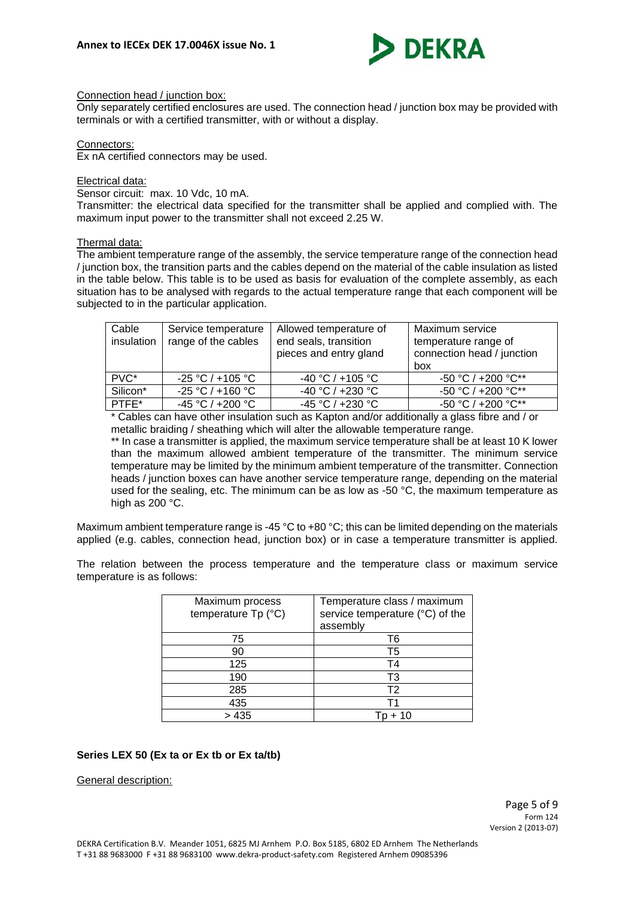Connection head / junction box:

Only separately certified enclosures are used. The connection head / junction box may be provided with terminals or with a certified transmitter, with or without a display.

Connectors:

Ex nA certified connectors may be used.

Electrical data:

Sensor circuit: max. 10 Vdc, 10 mA.

Transmitter: the electrical data specified for the transmitter shall be applied and complied with. The maximum input power to the transmitter shall not exceed 2.25 W.

Thermal data:

The ambient temperature range of the assembly, the service temperature range of the connection head / junction box, the transition parts and the cables depend on the material of the cable insulation as listed in the table below. This table is to be used as basis for evaluation of the complete assembly, as each situation has to be analysed with regards to the actual temperature range that each component will be subjected to in the particular application.

| Cable insulation | Service temperature range of the cables | Allowed temperature of end seals, transition pieces and entry gland | Maximum service temperature range of connection head / junction box |
|---|---|---|---|
| PVC* | -25 °C / +105 °C | -40 °C / +105 °C | -50 °C / +200 °C** |
| Silicon* | -25 °C / +160 °C | -40 °C / +230 °C | -50 °C / +200 °C** |
| PTFE* | -45 °C / +200 °C | -45 °C / +230 °C | -50 °C / +200 °C** |

* Cables can have other insulation such as Kapton and/or additionally a glass fibre and / or metallic braiding / sheathing which will alter the allowable temperature range.

** In case a transmitter is applied, the maximum service temperature shall be at least 10 K lower than the maximum allowed ambient temperature of the transmitter. The minimum service temperature may be limited by the minimum ambient temperature of the transmitter. Connection heads / junction boxes can have another service temperature range, depending on the material used for the sealing, etc. The minimum can be as low as -50 °C, the maximum temperature as high as 200 °C.

Maximum ambient temperature range is -45 °C to +80 °C; this can be limited depending on the materials applied (e.g. cables, connection head, junction box) or in case a temperature transmitter is applied.

The relation between the process temperature and the temperature class or maximum service temperature is as follows:

| Maximum process temperature Tp (°C) | Temperature class / maximum service temperature (°C) of the assembly |
|---|---|
| 75 | T6 |
| 90 | T5 |
| 125 | T4 |
| 190 | T3 |
| 285 | T2 |
| 435 | T1 |
| > 435 | Tp + 10 |

**Series LEX 50 (Ex ta or Ex tb or Ex ta/tb)**

General description: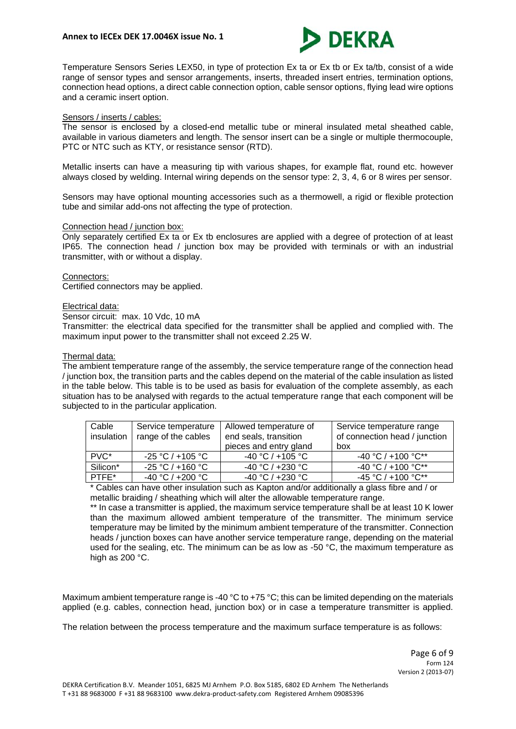Temperature Sensors Series LEX50, in type of protection Ex ta or Ex tb or Ex ta/tb, consist of a wide range of sensor types and sensor arrangements, inserts, threaded insert entries, termination options, connection head options, a direct cable connection option, cable sensor options, flying lead wire options and a ceramic insert option.

Sensors / inserts / cables:

The sensor is enclosed by a closed-end metallic tube or mineral insulated metal sheathed cable, available in various diameters and length. The sensor insert can be a single or multiple thermocouple, PTC or NTC such as KTY, or resistance sensor (RTD).

Metallic inserts can have a measuring tip with various shapes, for example flat, round etc. however always closed by welding. Internal wiring depends on the sensor type: 2, 3, 4, 6 or 8 wires per sensor.

Sensors may have optional mounting accessories such as a thermowell, a rigid or flexible protection tube and similar add-ons not affecting the type of protection.

Connection head / junction box:

Only separately certified Ex ta or Ex tb enclosures are applied with a degree of protection of at least IP65. The connection head / junction box may be provided with terminals or with an industrial transmitter, with or without a display.

Connectors:

Certified connectors may be applied.

Electrical data:

Sensor circuit: max. 10 Vdc, 10 mA

Transmitter: the electrical data specified for the transmitter shall be applied and complied with. The maximum input power to the transmitter shall not exceed 2.25 W.

Thermal data:

The ambient temperature range of the assembly, the service temperature range of the connection head / junction box, the transition parts and the cables depend on the material of the cable insulation as listed in the table below. This table is to be used as basis for evaluation of the complete assembly, as each situation has to be analysed with regards to the actual temperature range that each component will be subjected to in the particular application.

| Cable insulation | Service temperature range of the cables | Allowed temperature of end seals, transition pieces and entry gland | Service temperature range of connection head / junction box |
|---|---|---|---|
| PVC* | -25 °C / +105 °C | -40 °C / +105 °C | -40 °C / +100 °C** |
| Silicon* | -25 °C / +160 °C | -40 °C / +230 °C | -40 °C / +100 °C** |
| PTFE* | -40 °C / +200 °C | -40 °C / +230 °C | -45 °C / +100 °C** |

\* Cables can have other insulation such as Kapton and/or additionally a glass fibre and / or metallic braiding / sheathing which will alter the allowable temperature range.

** In case a transmitter is applied, the maximum service temperature shall be at least 10 K lower than the maximum allowed ambient temperature of the transmitter. The minimum service temperature may be limited by the minimum ambient temperature of the transmitter. Connection heads / junction boxes can have another service temperature range, depending on the material used for the sealing, etc. The minimum can be as low as -50 °C, the maximum temperature as high as 200 °C.

Maximum ambient temperature range is -40 °C to +75 °C; this can be limited depending on the materials applied (e.g. cables, connection head, junction box) or in case a temperature transmitter is applied.

The relation between the process temperature and the maximum surface temperature is as follows: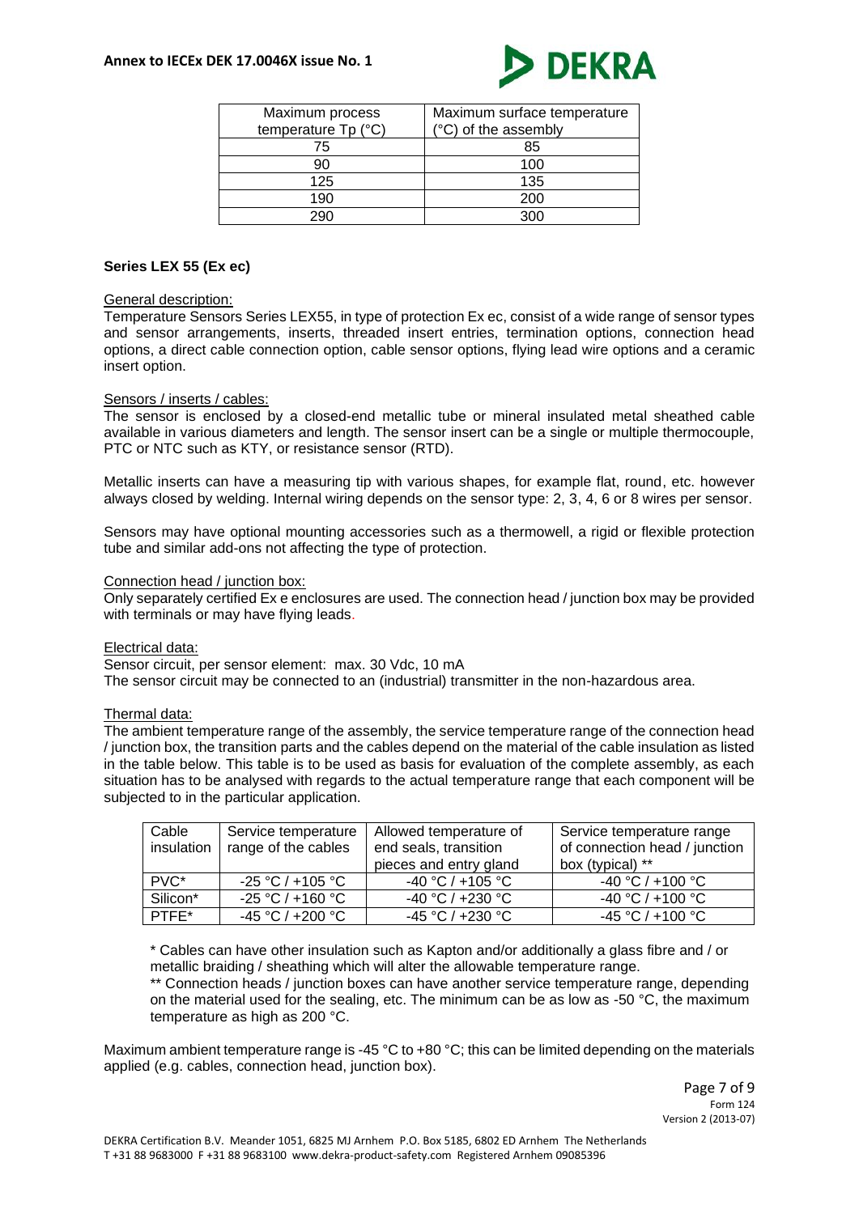| Maximum process temperature Tp (°C) | Maximum surface temperature (°C) of the assembly |
|---|---|
| 75 | 85 |
| 90 | 100 |
| 125 | 135 |
| 190 | 200 |
| 290 | 300 |

**Series LEX 55 (Ex ec)**

General description:

Temperature Sensors Series LEX55, in type of protection Ex ec, consist of a wide range of sensor types and sensor arrangements, inserts, threaded insert entries, termination options, connection head options, a direct cable connection option, cable sensor options, flying lead wire options and a ceramic insert option.

Sensors / inserts / cables:

The sensor is enclosed by a closed-end metallic tube or mineral insulated metal sheathed cable available in various diameters and length. The sensor insert can be a single or multiple thermocouple, PTC or NTC such as KTY, or resistance sensor (RTD).

Metallic inserts can have a measuring tip with various shapes, for example flat, round, etc. however always closed by welding. Internal wiring depends on the sensor type: 2, 3, 4, 6 or 8 wires per sensor.

Sensors may have optional mounting accessories such as a thermowell, a rigid or flexible protection tube and similar add-ons not affecting the type of protection.

Connection head / junction box:

Only separately certified Ex e enclosures are used. The connection head / junction box may be provided with terminals or may have flying leads.

Electrical data:

Sensor circuit, per sensor element: max. 30 Vdc, 10 mA
The sensor circuit may be connected to an (industrial) transmitter in the non-hazardous area.

Thermal data:

The ambient temperature range of the assembly, the service temperature range of the connection head / junction box, the transition parts and the cables depend on the material of the cable insulation as listed in the table below. This table is to be used as basis for evaluation of the complete assembly, as each situation has to be analysed with regards to the actual temperature range that each component will be subjected to in the particular application.

| Cable insulation | Service temperature range of the cables | Allowed temperature of end seals, transition pieces and entry gland | Service temperature range of connection head / junction box (typical) ** |
|---|---|---|---|
| PVC* | -25 °C / +105 °C | -40 °C / +105 °C | -40 °C / +100 °C |
| Silicon* | -25 °C / +160 °C | -40 °C / +230 °C | -40 °C / +100 °C |
| PTFE* | -45 °C / +200 °C | -45 °C / +230 °C | -45 °C / +100 °C |

\* Cables can have other insulation such as Kapton and/or additionally a glass fibre and / or metallic braiding / sheathing which will alter the allowable temperature range.

\*\* Connection heads / junction boxes can have another service temperature range, depending on the material used for the sealing, etc. The minimum can be as low as -50 °C, the maximum temperature as high as 200 °C.

Maximum ambient temperature range is -45 °C to +80 °C; this can be limited depending on the materials applied (e.g. cables, connection head, junction box).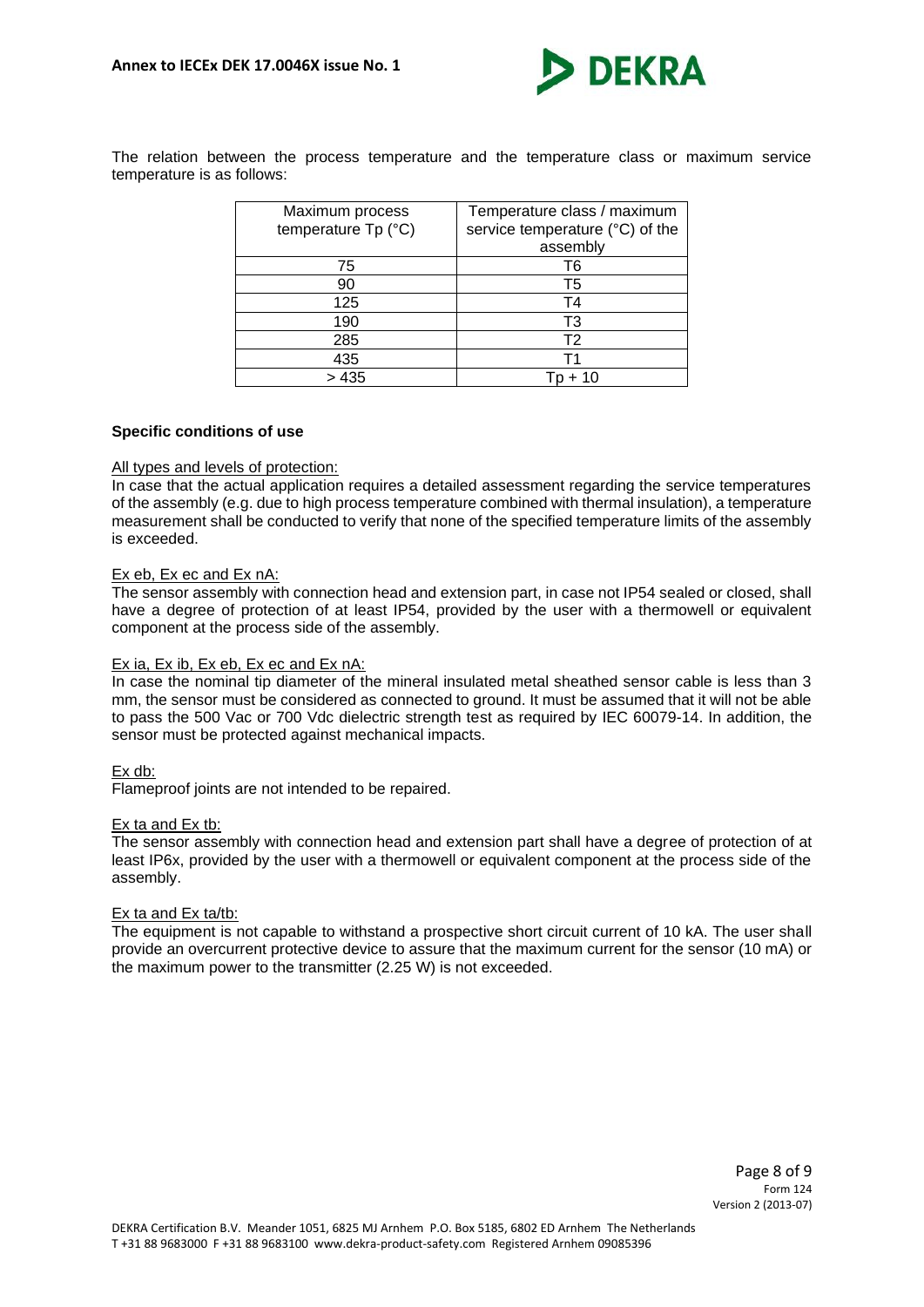The relation between the process temperature and the temperature class or maximum service temperature is as follows:

| Maximum process temperature Tp (°C) | Temperature class / maximum service temperature (°C) of the assembly |
|---|---|
| 75 | T6 |
| 90 | T5 |
| 125 | T4 |
| 190 | T3 |
| 285 | T2 |
| 435 | T1 |
| > 435 | Tp + 10 |

**Specific conditions of use**

All types and levels of protection:
In case that the actual application requires a detailed assessment regarding the service temperatures of the assembly (e.g. due to high process temperature combined with thermal insulation), a temperature measurement shall be conducted to verify that none of the specified temperature limits of the assembly is exceeded.

Ex eb, Ex ec and Ex nA:
The sensor assembly with connection head and extension part, in case not IP54 sealed or closed, shall have a degree of protection of at least IP54, provided by the user with a thermowell or equivalent component at the process side of the assembly.

Ex ia, Ex ib, Ex eb, Ex ec and Ex nA:
In case the nominal tip diameter of the mineral insulated metal sheathed sensor cable is less than 3 mm, the sensor must be considered as connected to ground. It must be assumed that it will not be able to pass the 500 Vac or 700 Vdc dielectric strength test as required by IEC 60079-14. In addition, the sensor must be protected against mechanical impacts.

Ex db:
Flameproof joints are not intended to be repaired.

Ex ta and Ex tb:
The sensor assembly with connection head and extension part shall have a degree of protection of at least IP6x, provided by the user with a thermowell or equivalent component at the process side of the assembly.

Ex ta and Ex ta/tb:
The equipment is not capable to withstand a prospective short circuit current of 10 kA. The user shall provide an overcurrent protective device to assure that the maximum current for the sensor (10 mA) or the maximum power to the transmitter (2.25 W) is not exceeded.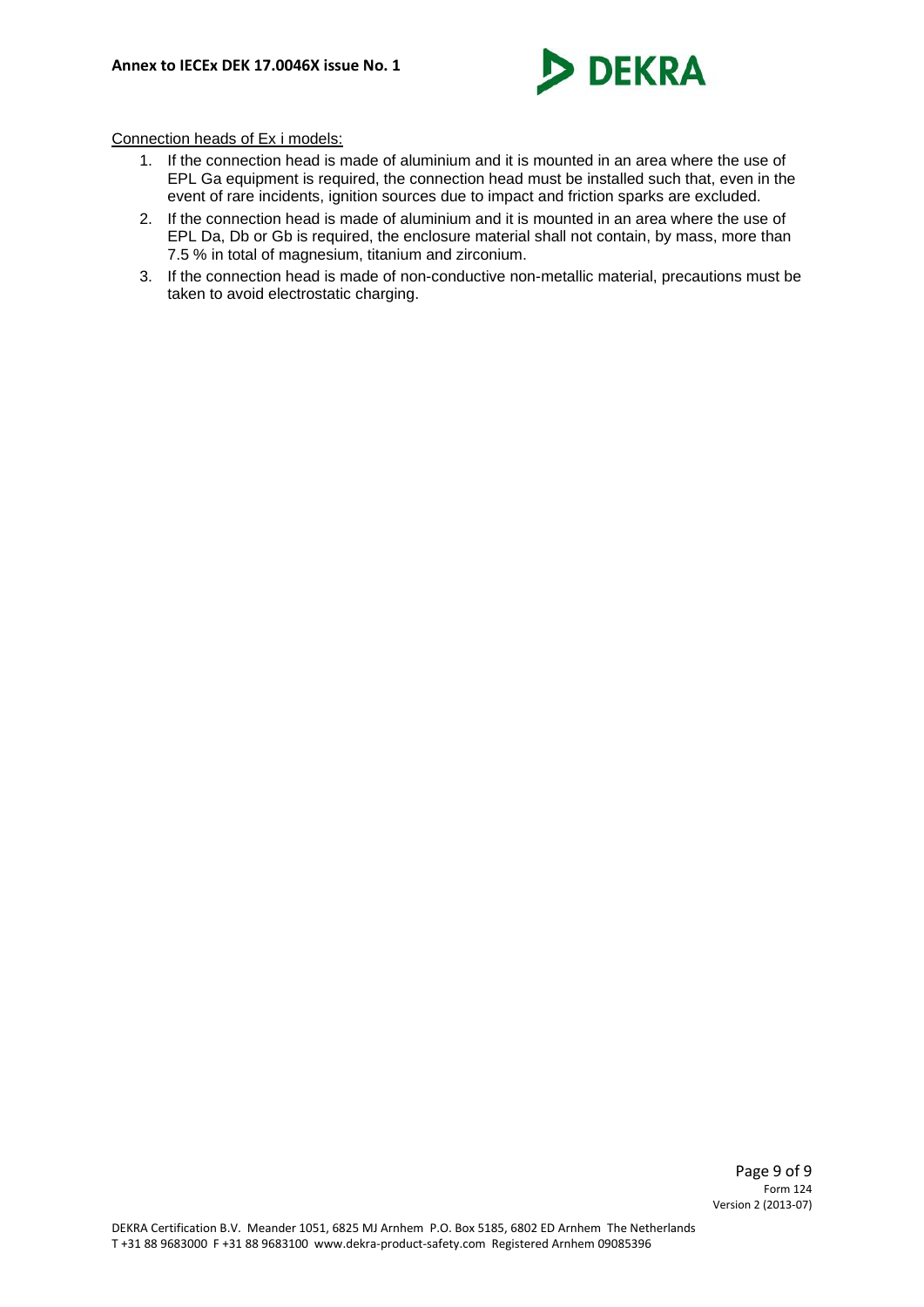Connection heads of Ex i models:

1. If the connection head is made of aluminium and it is mounted in an area where the use of EPL Ga equipment is required, the connection head must be installed such that, even in the event of rare incidents, ignition sources due to impact and friction sparks are excluded.
2. If the connection head is made of aluminium and it is mounted in an area where the use of EPL Da, Db or Gb is required, the enclosure material shall not contain, by mass, more than 7.5 % in total of magnesium, titanium and zirconium.
3. If the connection head is made of non-conductive non-metallic material, precautions must be taken to avoid electrostatic charging.